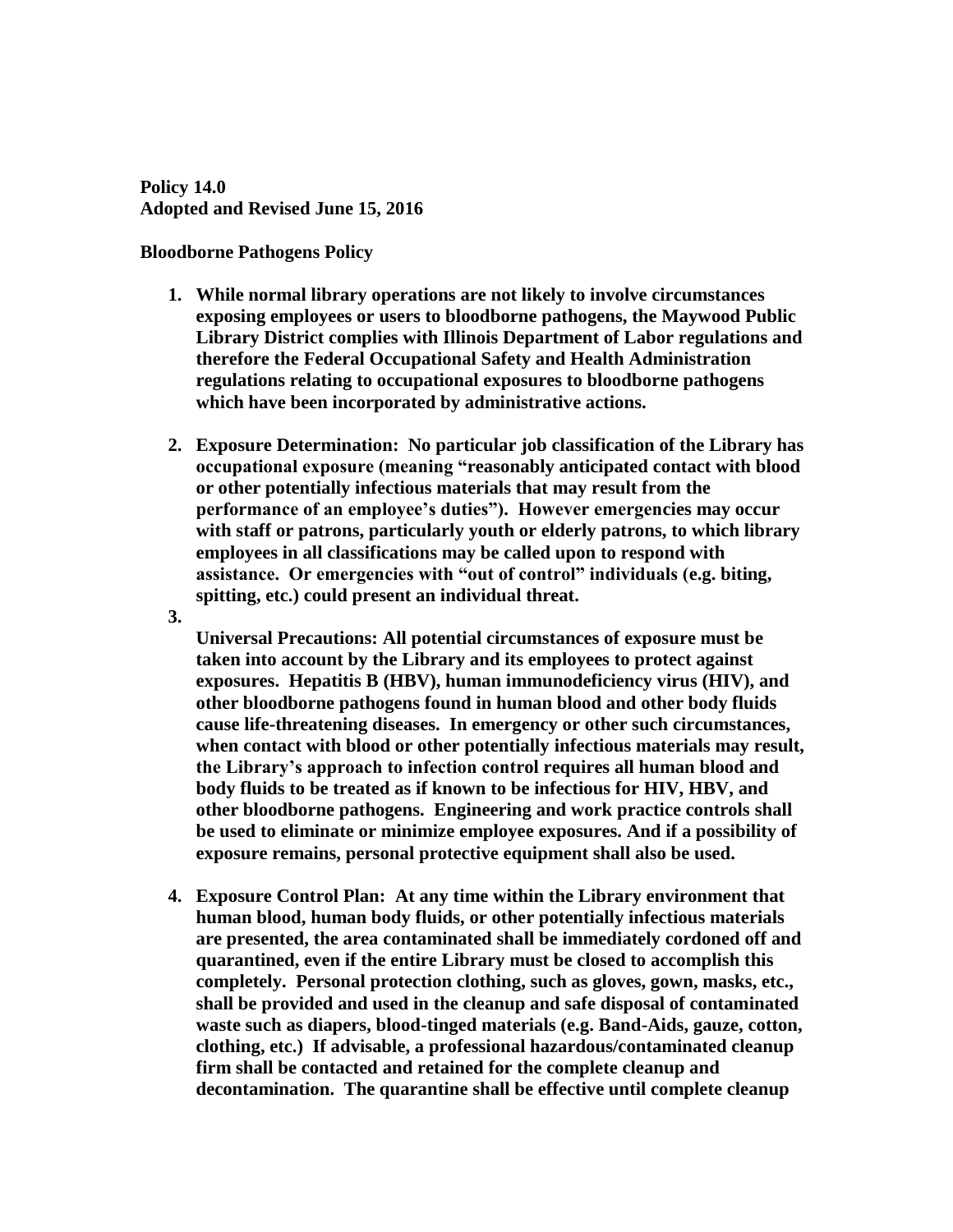**Policy 14.0**
**Adopted and Revised June 15, 2016**

**Bloodborne Pathogens Policy**

1. **While normal library operations are not likely to involve circumstances exposing employees or users to bloodborne pathogens, the Maywood Public Library District complies with Illinois Department of Labor regulations and therefore the Federal Occupational Safety and Health Administration regulations relating to occupational exposures to bloodborne pathogens which have been incorporated by administrative actions.**

2. **Exposure Determination: No particular job classification of the Library has occupational exposure (meaning "reasonably anticipated contact with blood or other potentially infectious materials that may result from the performance of an employee's duties"). However emergencies may occur with staff or patrons, particularly youth or elderly patrons, to which library employees in all classifications may be called upon to respond with assistance. Or emergencies with "out of control" individuals (e.g. biting, spitting, etc.) could present an individual threat.**

3. **Universal Precautions: All potential circumstances of exposure must be taken into account by the Library and its employees to protect against exposures. Hepatitis B (HBV), human immunodeficiency virus (HIV), and other bloodborne pathogens found in human blood and other body fluids cause life-threatening diseases. In emergency or other such circumstances, when contact with blood or other potentially infectious materials may result, the Library's approach to infection control requires all human blood and body fluids to be treated as if known to be infectious for HIV, HBV, and other bloodborne pathogens. Engineering and work practice controls shall be used to eliminate or minimize employee exposures. And if a possibility of exposure remains, personal protective equipment shall also be used.**

4. **Exposure Control Plan: At any time within the Library environment that human blood, human body fluids, or other potentially infectious materials are presented, the area contaminated shall be immediately cordoned off and quarantined, even if the entire Library must be closed to accomplish this completely. Personal protection clothing, such as gloves, gown, masks, etc., shall be provided and used in the cleanup and safe disposal of contaminated waste such as diapers, blood-tinged materials (e.g. Band-Aids, gauze, cotton, clothing, etc.) If advisable, a professional hazardous/contaminated cleanup firm shall be contacted and retained for the complete cleanup and decontamination. The quarantine shall be effective until complete cleanup**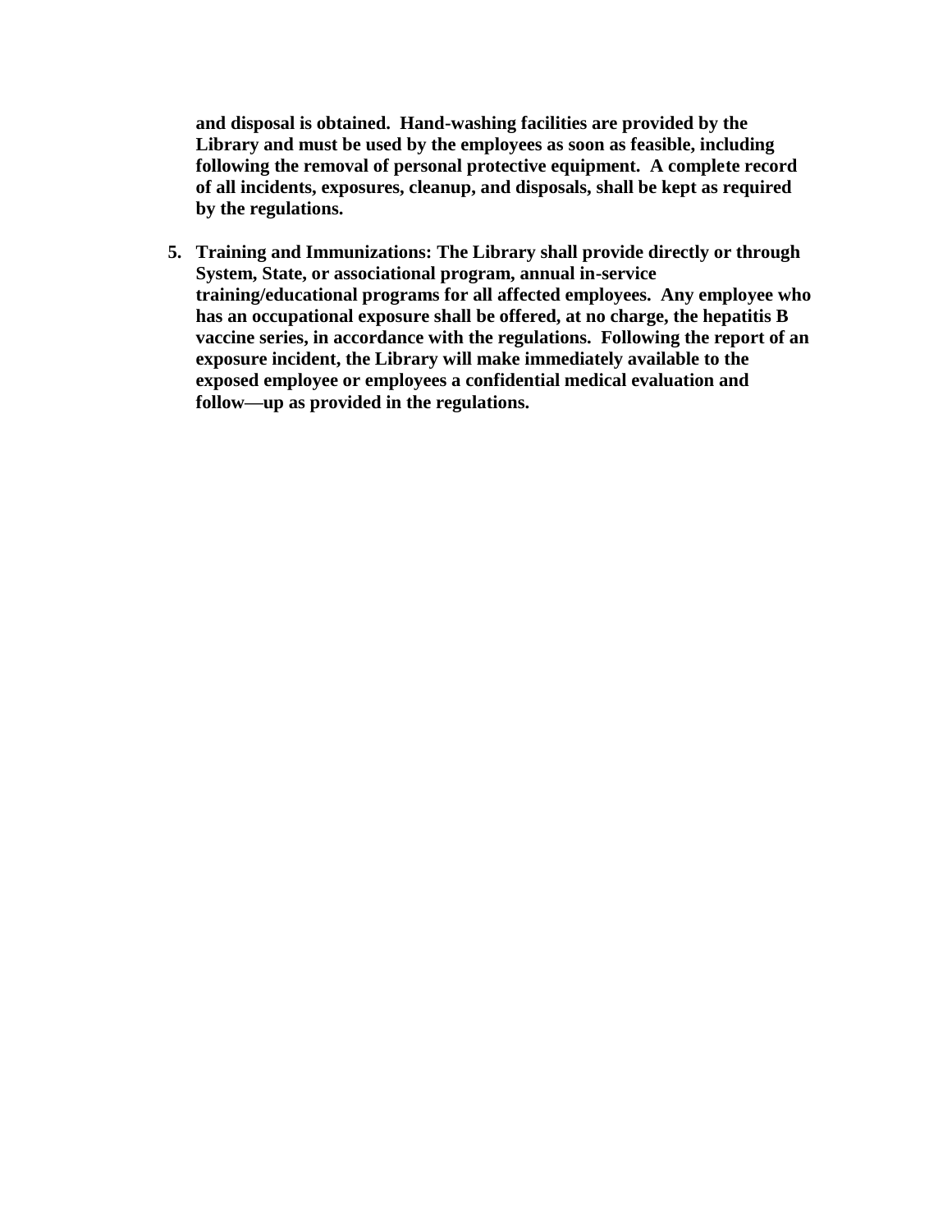**and disposal is obtained. Hand-washing facilities are provided by the Library and must be used by the employees as soon as feasible, including following the removal of personal protective equipment. A complete record of all incidents, exposures, cleanup, and disposals, shall be kept as required by the regulations.**

5. **Training and Immunizations: The Library shall provide directly or through System, State, or associational program, annual in-service training/educational programs for all affected employees. Any employee who has an occupational exposure shall be offered, at no charge, the hepatitis B vaccine series, in accordance with the regulations. Following the report of an exposure incident, the Library will make immediately available to the exposed employee or employees a confidential medical evaluation and follow—up as provided in the regulations.**